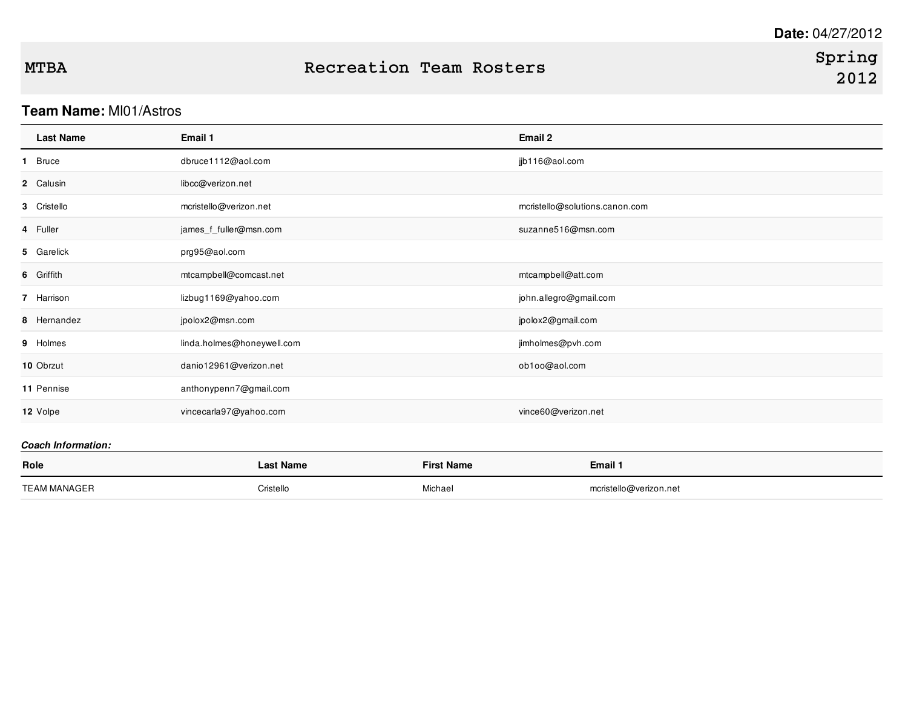**Date:** 04/27/2012

# MTBA — Recreation Team Rosters — Spring 2012

**Team Name:** MI01/Astros

| | Last Name | Email 1 | Email 2 |
|---|---|---|---|
| 1 | Bruce | dbruce1112@aol.com | jjb116@aol.com |
| 2 | Calusin | libcc@verizon.net | |
| 3 | Cristello | mcristello@verizon.net | mcristello@solutions.canon.com |
| 4 | Fuller | james_f_fuller@msn.com | suzanne516@msn.com |
| 5 | Garelick | prg95@aol.com | |
| 6 | Griffith | mtcampbell@comcast.net | mtcampbell@att.com |
| 7 | Harrison | lizbug1169@yahoo.com | john.allegro@gmail.com |
| 8 | Hernandez | jpolox2@msn.com | jpolox2@gmail.com |
| 9 | Holmes | linda.holmes@honeywell.com | jimholmes@pvh.com |
| 10 | Obrzut | danio12961@verizon.net | ob1oo@aol.com |
| 11 | Pennise | anthonypenn7@gmail.com | |
| 12 | Volpe | vincecarla97@yahoo.com | vince60@verizon.net |

***Coach Information:***

| Role | Last Name | First Name | Email 1 |
|---|---|---|---|
| TEAM MANAGER | Cristello | Michael | mcristello@verizon.net |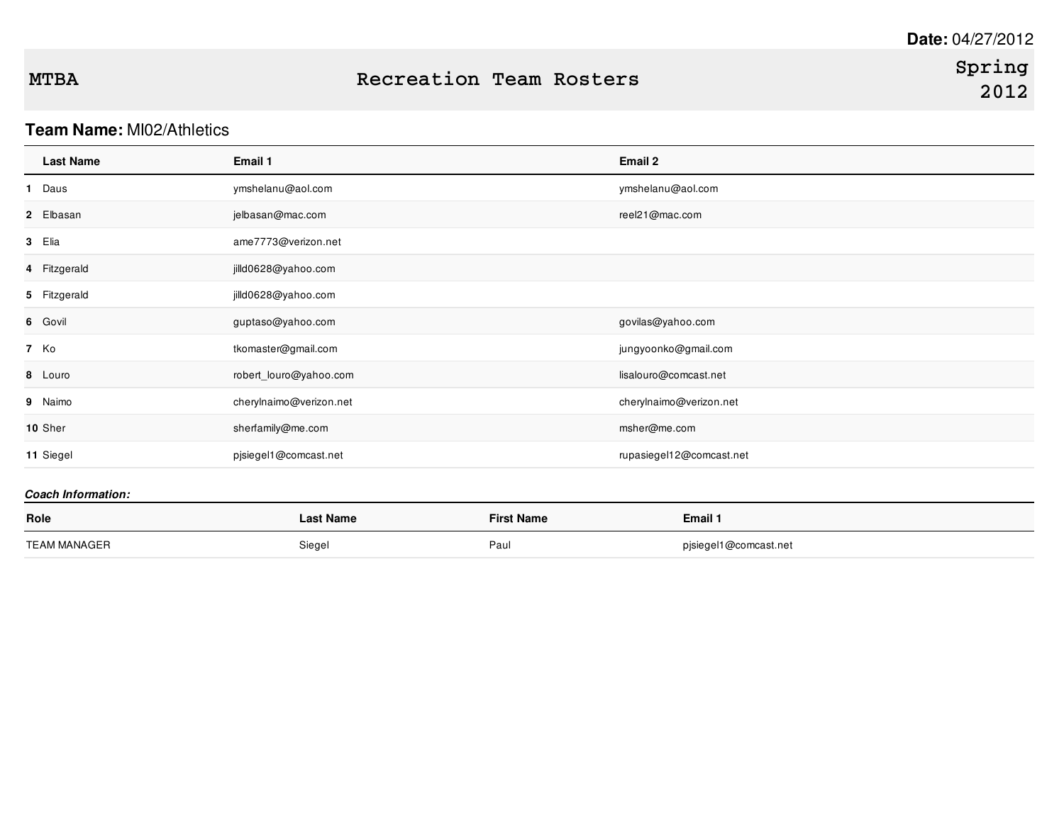Date: 04/27/2012

# MTBA — Recreation Team Rosters — Spring 2012

**Team Name:** MI02/Athletics

| | Last Name | Email 1 | Email 2 |
|---|---|---|---|
| 1 | Daus | ymshelanu@aol.com | ymshelanu@aol.com |
| 2 | Elbasan | jelbasan@mac.com | reel21@mac.com |
| 3 | Elia | ame7773@verizon.net | |
| 4 | Fitzgerald | jilld0628@yahoo.com | |
| 5 | Fitzgerald | jilld0628@yahoo.com | |
| 6 | Govil | guptaso@yahoo.com | govilas@yahoo.com |
| 7 | Ko | tkomaster@gmail.com | jungyoonko@gmail.com |
| 8 | Louro | robert_louro@yahoo.com | lisalouro@comcast.net |
| 9 | Naimo | cherylnaimo@verizon.net | cherylnaimo@verizon.net |
| 10 | Sher | sherfamily@me.com | msher@me.com |
| 11 | Siegel | pjsiegel1@comcast.net | rupasiegel12@comcast.net |

***Coach Information:***

| Role | Last Name | First Name | Email 1 |
|---|---|---|---|
| TEAM MANAGER | Siegel | Paul | pjsiegel1@comcast.net |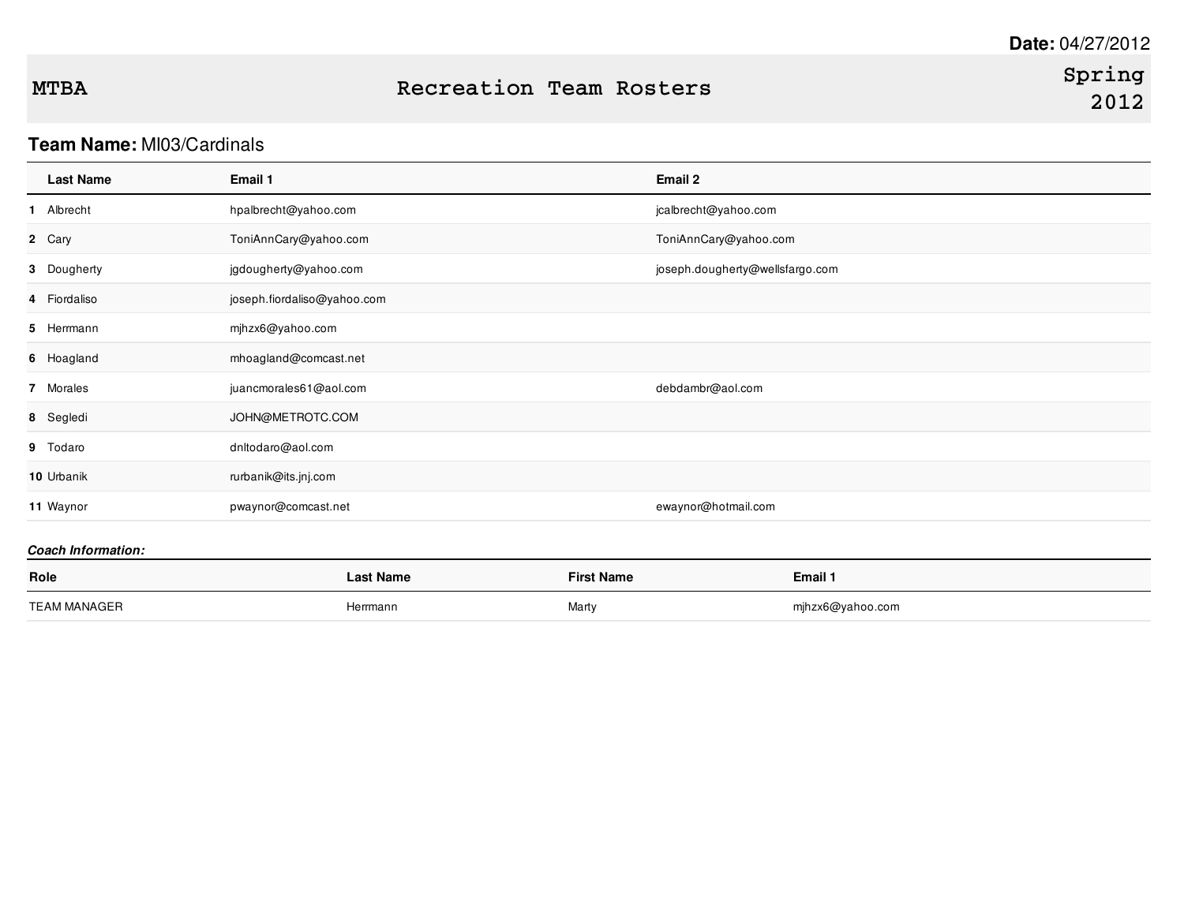**Date:** 04/27/2012

| MTBA | Recreation Team Rosters | Spring 2012 |
|---|---|---|

**Team Name:** MI03/Cardinals

| | Last Name | Email 1 | Email 2 |
|---|---|---|---|
| 1 | Albrecht | hpalbrecht@yahoo.com | jcalbrecht@yahoo.com |
| 2 | Cary | ToniAnnCary@yahoo.com | ToniAnnCary@yahoo.com |
| 3 | Dougherty | jgdougherty@yahoo.com | joseph.dougherty@wellsfargo.com |
| 4 | Fiordaliso | joseph.fiordaliso@yahoo.com | |
| 5 | Herrmann | mjhzx6@yahoo.com | |
| 6 | Hoagland | mhoagland@comcast.net | |
| 7 | Morales | juancmorales61@aol.com | debdambr@aol.com |
| 8 | Segledi | JOHN@METROTC.COM | |
| 9 | Todaro | dnltodaro@aol.com | |
| 10 | Urbanik | rurbanik@its.jnj.com | |
| 11 | Waynor | pwaynor@comcast.net | ewaynor@hotmail.com |

***Coach Information:***

| Role | Last Name | First Name | Email 1 |
|---|---|---|---|
| TEAM MANAGER | Herrmann | Marty | mjhzx6@yahoo.com |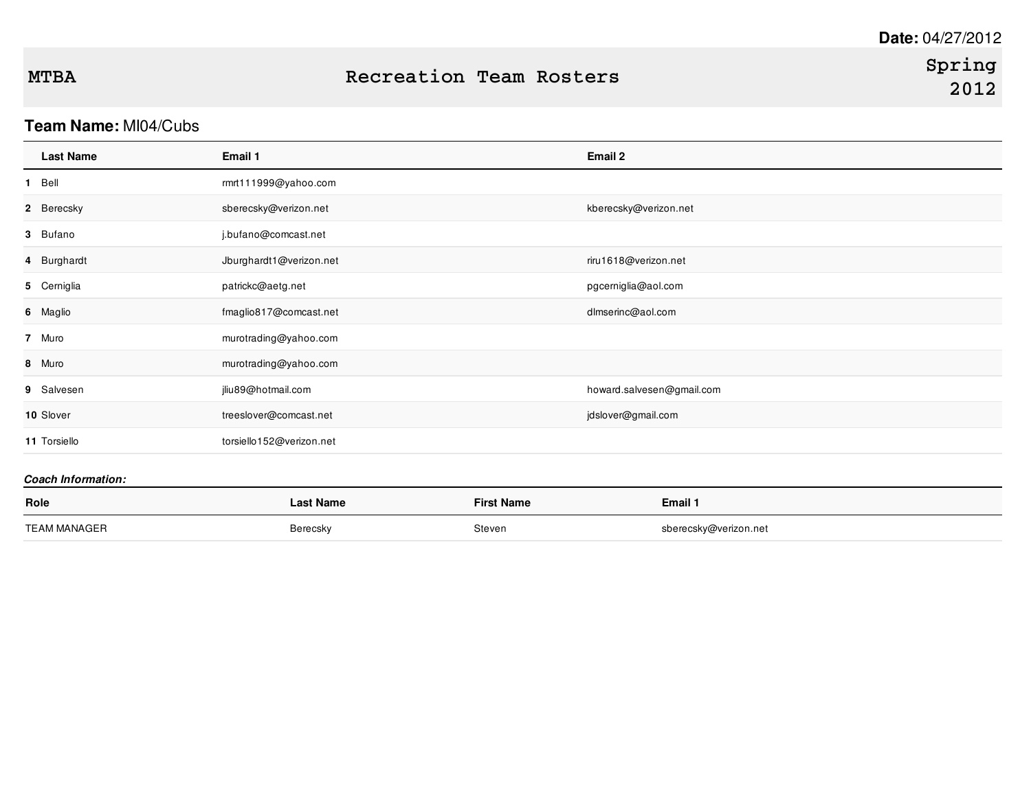**Date:** 04/27/2012

# MTBA Recreation Team Rosters Spring 2012

**Team Name:** MI04/Cubs

| | Last Name | Email 1 | Email 2 |
|---|---|---|---|
| **1** | Bell | rmrt111999@yahoo.com | |
| **2** | Berecsky | sberecsky@verizon.net | kberecsky@verizon.net |
| **3** | Bufano | j.bufano@comcast.net | |
| **4** | Burghardt | Jburghardt1@verizon.net | riru1618@verizon.net |
| **5** | Cerniglia | patrickc@aetg.net | pgcerniglia@aol.com |
| **6** | Maglio | fmaglio817@comcast.net | dlmserinc@aol.com |
| **7** | Muro | murotrading@yahoo.com | |
| **8** | Muro | murotrading@yahoo.com | |
| **9** | Salvesen | jliu89@hotmail.com | howard.salvesen@gmail.com |
| **10** | Slover | treeslover@comcast.net | jdslover@gmail.com |
| **11** | Torsiello | torsiello152@verizon.net | |

***Coach Information:***

| Role | Last Name | First Name | Email 1 |
|---|---|---|---|
| TEAM MANAGER | Berecsky | Steven | sberecsky@verizon.net |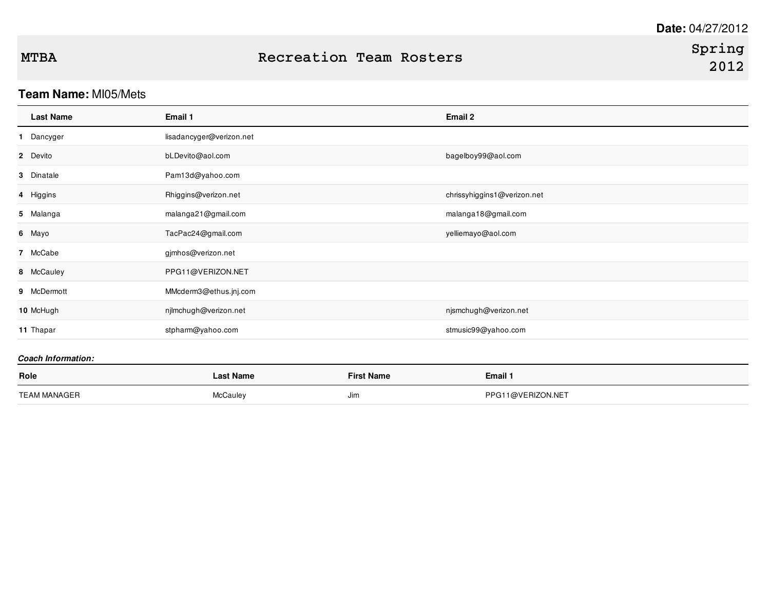**Date:** 04/27/2012

# MTBA Recreation Team Rosters Spring 2012

**Team Name:** MI05/Mets

| | Last Name | Email 1 | Email 2 |
|---|---|---|---|
| 1 | Dancyger | lisadancyger@verizon.net | |
| 2 | Devito | bLDevito@aol.com | bagelboy99@aol.com |
| 3 | Dinatale | Pam13d@yahoo.com | |
| 4 | Higgins | Rhiggins@verizon.net | chrissyhiggins1@verizon.net |
| 5 | Malanga | malanga21@gmail.com | malanga18@gmail.com |
| 6 | Mayo | TacPac24@gmail.com | yelliemayo@aol.com |
| 7 | McCabe | gjmhos@verizon.net | |
| 8 | McCauley | PPG11@VERIZON.NET | |
| 9 | McDermott | MMcderm3@ethus.jnj.com | |
| 10 | McHugh | njlmchugh@verizon.net | njsmchugh@verizon.net |
| 11 | Thapar | stpharm@yahoo.com | stmusic99@yahoo.com |

***Coach Information:***

| Role | Last Name | First Name | Email 1 |
|---|---|---|---|
| TEAM MANAGER | McCauley | Jim | PPG11@VERIZON.NET |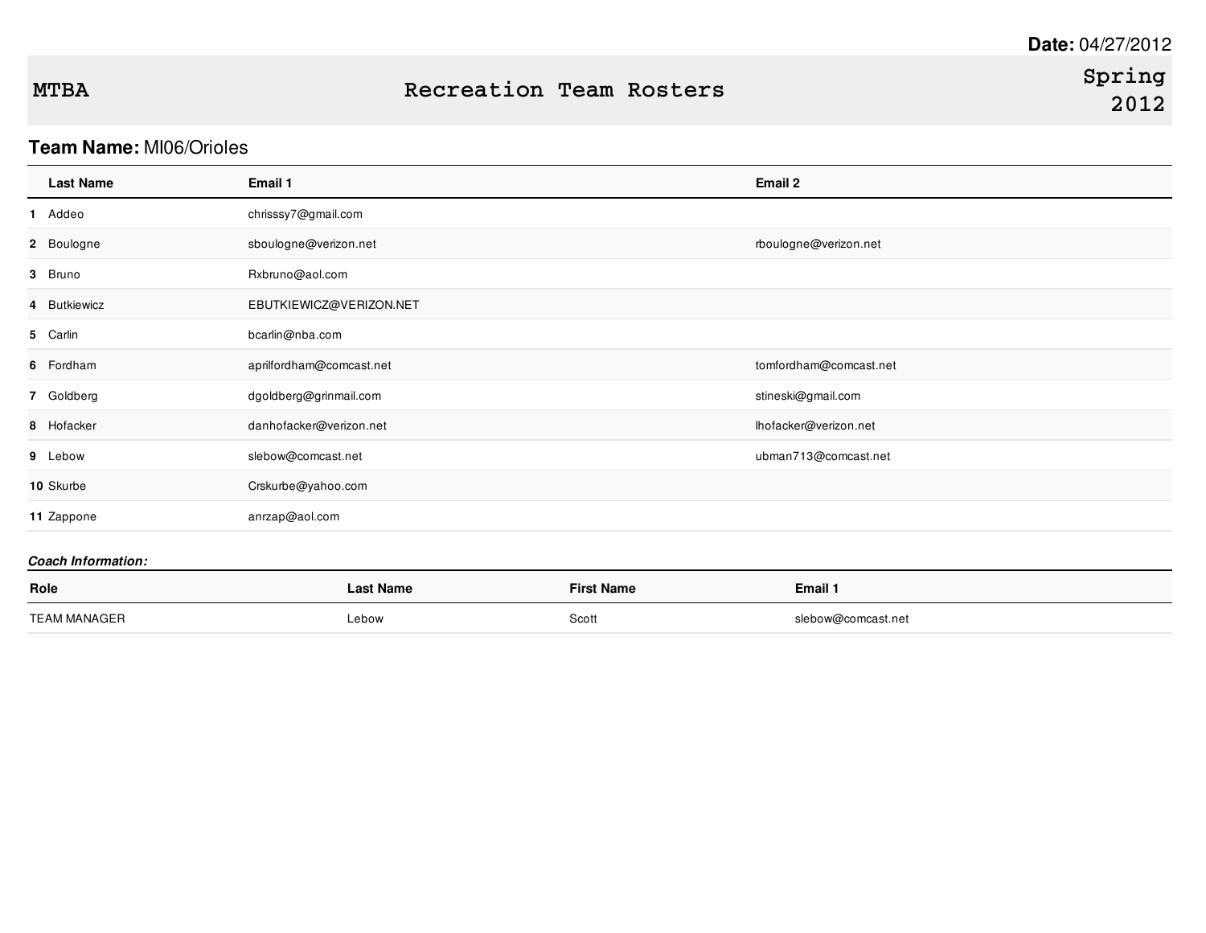**Date:** 04/27/2012

**MTBA** — **Recreation Team Rosters** — **Spring 2012**

**Team Name:** MI06/Orioles

| | Last Name | Email 1 | Email 2 |
|---|---|---|---|
| **1** | Addeo | chrisssy7@gmail.com | |
| **2** | Boulogne | sboulogne@verizon.net | rboulogne@verizon.net |
| **3** | Bruno | Rxbruno@aol.com | |
| **4** | Butkiewicz | EBUTKIEWICZ@VERIZON.NET | |
| **5** | Carlin | bcarlin@nba.com | |
| **6** | Fordham | aprilfordham@comcast.net | tomfordham@comcast.net |
| **7** | Goldberg | dgoldberg@grinmail.com | stineski@gmail.com |
| **8** | Hofacker | danhofacker@verizon.net | lhofacker@verizon.net |
| **9** | Lebow | slebow@comcast.net | ubman713@comcast.net |
| **10** | Skurbe | Crskurbe@yahoo.com | |
| **11** | Zappone | anrzap@aol.com | |

***Coach Information:***

| Role | Last Name | First Name | Email 1 |
|---|---|---|---|
| TEAM MANAGER | Lebow | Scott | slebow@comcast.net |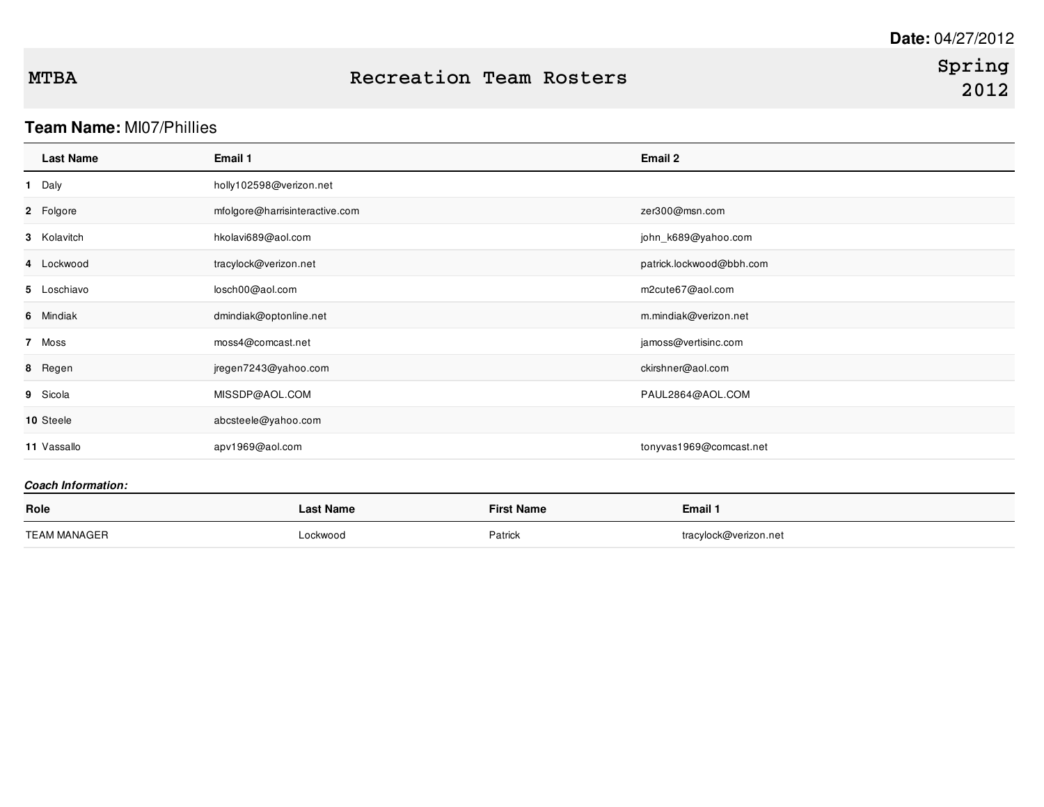**Date:** 04/27/2012

# MTBA Recreation Team Rosters Spring 2012

**Team Name:** MI07/Phillies

| | Last Name | Email 1 | Email 2 |
|---|---|---|---|
| 1 | Daly | holly102598@verizon.net | |
| 2 | Folgore | mfolgore@harrisinteractive.com | zer300@msn.com |
| 3 | Kolavitch | hkolavi689@aol.com | john_k689@yahoo.com |
| 4 | Lockwood | tracylock@verizon.net | patrick.lockwood@bbh.com |
| 5 | Loschiavo | losch00@aol.com | m2cute67@aol.com |
| 6 | Mindiak | dmindiak@optonline.net | m.mindiak@verizon.net |
| 7 | Moss | moss4@comcast.net | jamoss@vertisinc.com |
| 8 | Regen | jregen7243@yahoo.com | ckirshner@aol.com |
| 9 | Sicola | MISSDP@AOL.COM | PAUL2864@AOL.COM |
| 10 | Steele | abcsteele@yahoo.com | |
| 11 | Vassallo | apv1969@aol.com | tonyvas1969@comcast.net |

***Coach Information:***

| Role | Last Name | First Name | Email 1 |
|---|---|---|---|
| TEAM MANAGER | Lockwood | Patrick | tracylock@verizon.net |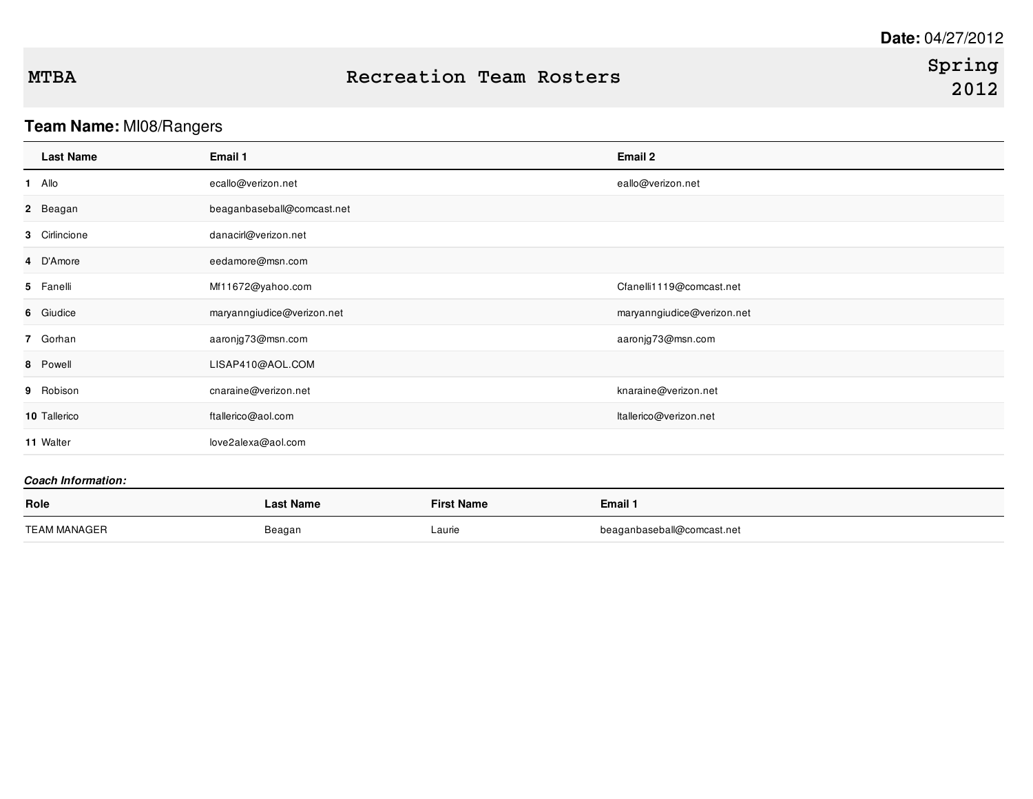**Date:** 04/27/2012

| MTBA | Recreation Team Rosters | Spring 2012 |
|---|---|---|

**Team Name:** MI08/Rangers

| | Last Name | Email 1 | Email 2 |
|---|---|---|---|
| 1 | Allo | ecallo@verizon.net | eallo@verizon.net |
| 2 | Beagan | beaganbaseball@comcast.net | |
| 3 | Cirlincione | danacirl@verizon.net | |
| 4 | D'Amore | eedamore@msn.com | |
| 5 | Fanelli | Mf11672@yahoo.com | Cfanelli1119@comcast.net |
| 6 | Giudice | maryanngiudice@verizon.net | maryanngiudice@verizon.net |
| 7 | Gorhan | aaronjg73@msn.com | aaronjg73@msn.com |
| 8 | Powell | LISAP410@AOL.COM | |
| 9 | Robison | cnaraine@verizon.net | knaraine@verizon.net |
| 10 | Tallerico | ftallerico@aol.com | ltallerico@verizon.net |
| 11 | Walter | love2alexa@aol.com | |

***Coach Information:***

| Role | Last Name | First Name | Email 1 |
|---|---|---|---|
| TEAM MANAGER | Beagan | Laurie | beaganbaseball@comcast.net |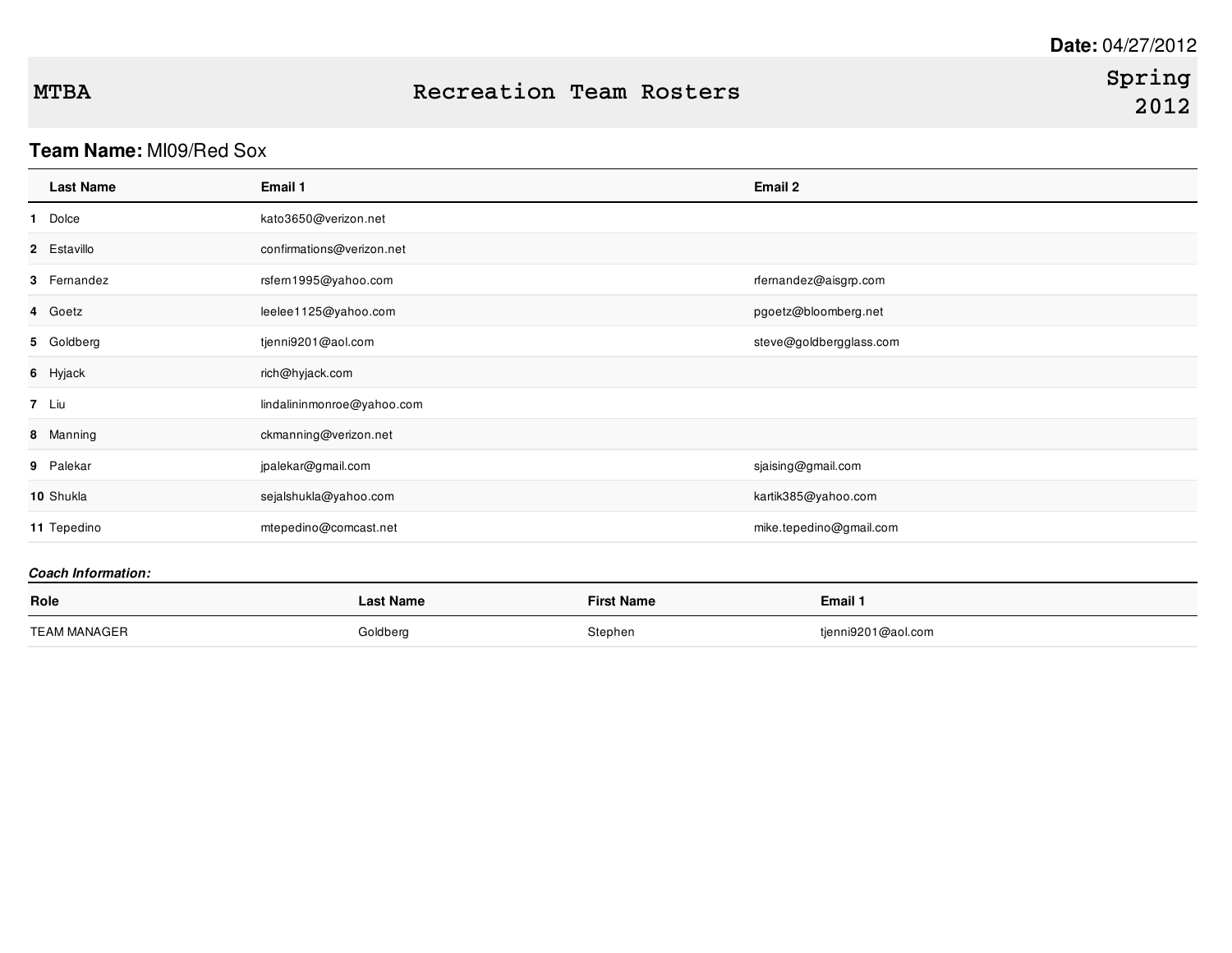**Date:** 04/27/2012

# MTBA — Recreation Team Rosters — Spring 2012

**Team Name:** MI09/Red Sox

| | Last Name | Email 1 | Email 2 |
|---|---|---|---|
| 1 | Dolce | kato3650@verizon.net | |
| 2 | Estavillo | confirmations@verizon.net | |
| 3 | Fernandez | rsfern1995@yahoo.com | rfernandez@aisgrp.com |
| 4 | Goetz | leelee1125@yahoo.com | pgoetz@bloomberg.net |
| 5 | Goldberg | tjenni9201@aol.com | steve@goldbergglass.com |
| 6 | Hyjack | rich@hyjack.com | |
| 7 | Liu | lindalininmonroe@yahoo.com | |
| 8 | Manning | ckmanning@verizon.net | |
| 9 | Palekar | jpalekar@gmail.com | sjaising@gmail.com |
| 10 | Shukla | sejalshukla@yahoo.com | kartik385@yahoo.com |
| 11 | Tepedino | mtepedino@comcast.net | mike.tepedino@gmail.com |

***Coach Information:***

| Role | Last Name | First Name | Email 1 |
|---|---|---|---|
| TEAM MANAGER | Goldberg | Stephen | tjenni9201@aol.com |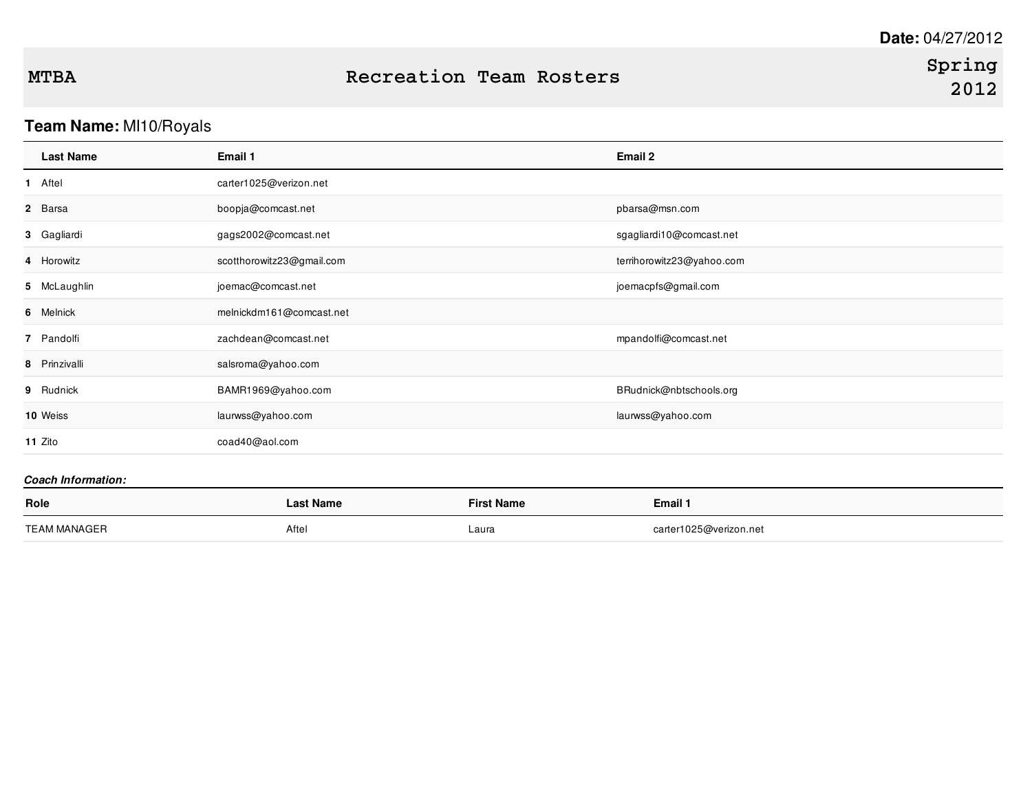**Date:** 04/27/2012

# MTBA — Recreation Team Rosters — Spring 2012

## Team Name: Ml10/Royals

| | Last Name | Email 1 | Email 2 |
|---|---|---|---|
| 1 | Aftel | carter1025@verizon.net | |
| 2 | Barsa | boopja@comcast.net | pbarsa@msn.com |
| 3 | Gagliardi | gags2002@comcast.net | sgagliardi10@comcast.net |
| 4 | Horowitz | scotthorowitz23@gmail.com | terrihorowitz23@yahoo.com |
| 5 | McLaughlin | joemac@comcast.net | joemacpfs@gmail.com |
| 6 | Melnick | melnickdm161@comcast.net | |
| 7 | Pandolfi | zachdean@comcast.net | mpandolfi@comcast.net |
| 8 | Prinzivalli | salsroma@yahoo.com | |
| 9 | Rudnick | BAMR1969@yahoo.com | BRudnick@nbtschools.org |
| 10 | Weiss | laurwss@yahoo.com | laurwss@yahoo.com |
| 11 | Zito | coad40@aol.com | |

***Coach Information:***

| Role | Last Name | First Name | Email 1 |
|---|---|---|---|
| TEAM MANAGER | Aftel | Laura | carter1025@verizon.net |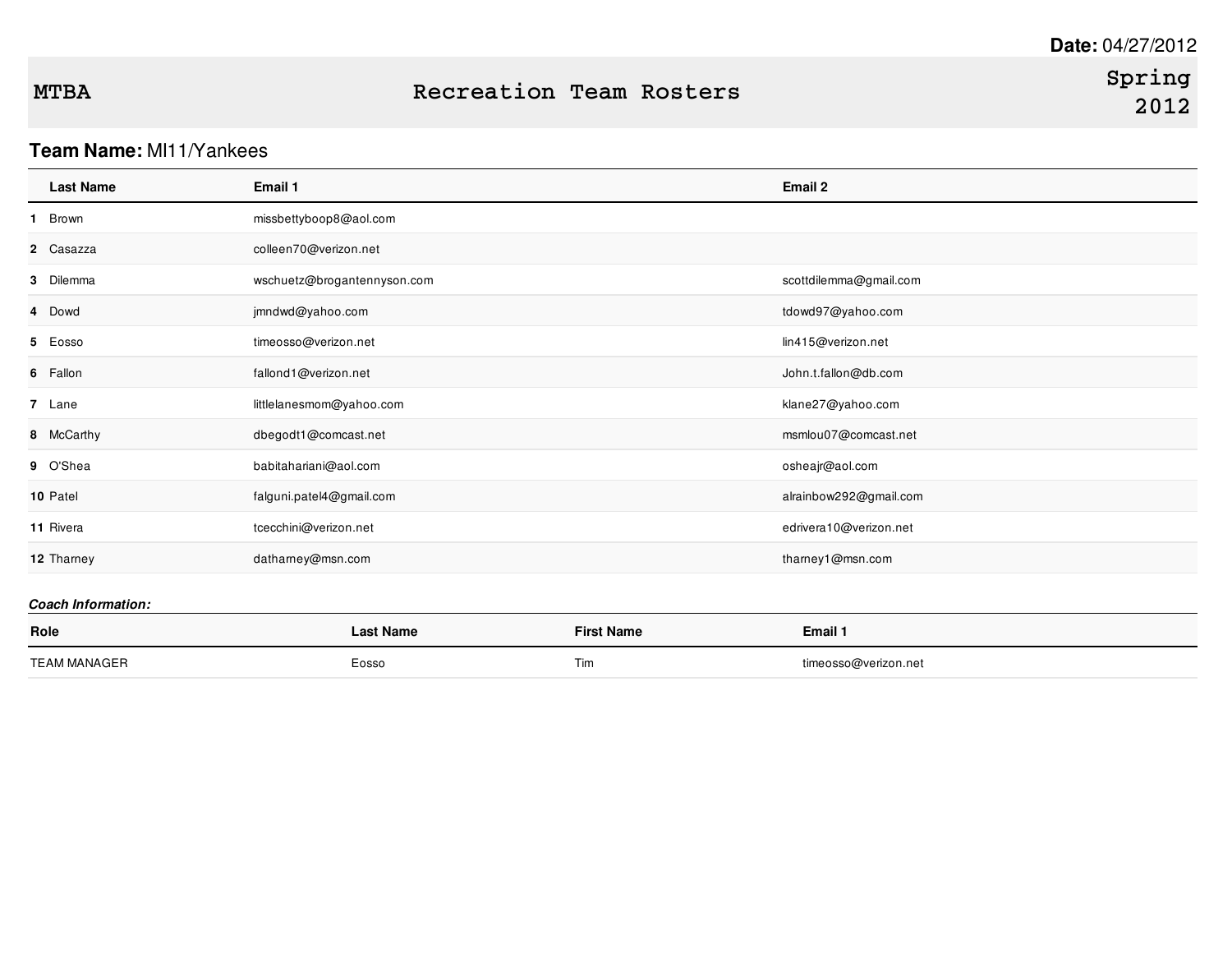**Date:** 04/27/2012

**MTBA** — **Recreation Team Rosters** — **Spring 2012**

**Team Name:** Ml11/Yankees

| | Last Name | Email 1 | Email 2 |
|---|---|---|---|
| 1 | Brown | missbettyboop8@aol.com | |
| 2 | Casazza | colleen70@verizon.net | |
| 3 | Dilemma | wschuetz@brogantennyson.com | scottdilemma@gmail.com |
| 4 | Dowd | jmndwd@yahoo.com | tdowd97@yahoo.com |
| 5 | Eosso | timeosso@verizon.net | lin415@verizon.net |
| 6 | Fallon | fallond1@verizon.net | John.t.fallon@db.com |
| 7 | Lane | littlelanesmom@yahoo.com | klane27@yahoo.com |
| 8 | McCarthy | dbegodt1@comcast.net | msmlou07@comcast.net |
| 9 | O'Shea | babitahariani@aol.com | osheajr@aol.com |
| 10 | Patel | falguni.patel4@gmail.com | alrainbow292@gmail.com |
| 11 | Rivera | tcecchini@verizon.net | edrivera10@verizon.net |
| 12 | Tharney | datharney@msn.com | tharney1@msn.com |

***Coach Information:***

| Role | Last Name | First Name | Email 1 |
|---|---|---|---|
| TEAM MANAGER | Eosso | Tim | timeosso@verizon.net |